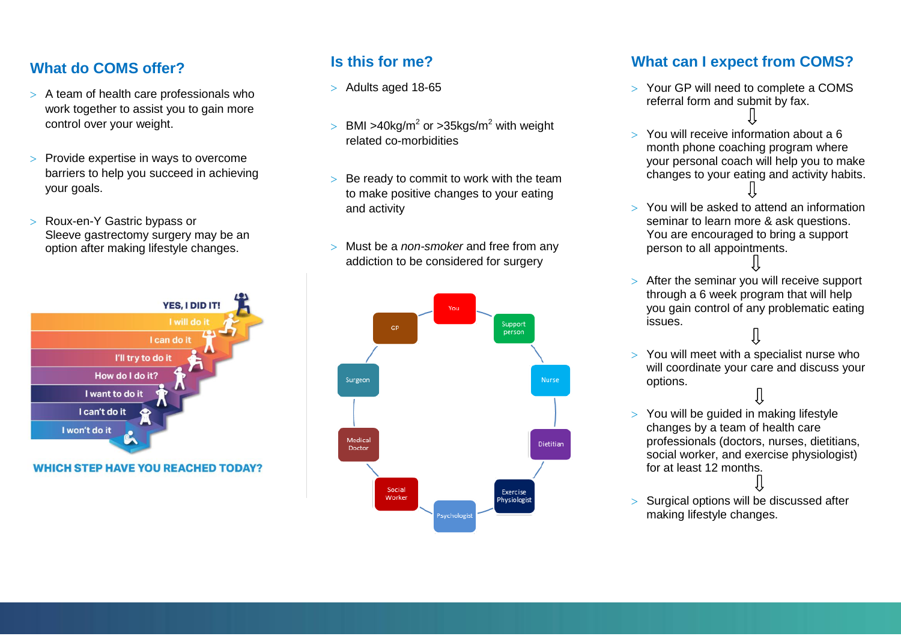## What do COMS offer?

- A team of health care professionals who work together to assist you to gain more control over your weight.
- Provide expertise in ways to overcome barriers to help you succeed in achieving your goals.
- Roux-en-Y Gastric bypass or Sleeve gastrectomy surgery may be an option after making lifestyle changes.

YES, I DID IT!

I will do it

I can do it

I'll try to do it

How do I do it?

I want to do it

I can't do it

I won't do it

**WHICH STEP HAVE YOU REACHED TODAY?**

## Is this for me?

- Adults aged 18-65
- BMI >40kg/m$^2$ or >35kgs/m$^2$ with weight related co-morbidities
- Be ready to commit to work with the team to make positive changes to your eating and activity
- Must be a *non-smoker* and free from any addiction to be considered for surgery

You – Support person – Nurse – Dietitian – Exercise Physiologist – Psychologist – Social Worker – Medical Doctor – Surgeon – GP

## What can I expect from COMS?

- Your GP will need to complete a COMS referral form and submit by fax.

⇩

- You will receive information about a 6 month phone coaching program where your personal coach will help you to make changes to your eating and activity habits.

⇩

- You will be asked to attend an information seminar to learn more & ask questions. You are encouraged to bring a support person to all appointments.

⇩

- After the seminar you will receive support through a 6 week program that will help you gain control of any problematic eating issues.

⇩

- You will meet with a specialist nurse who will coordinate your care and discuss your options.

⇩

- You will be guided in making lifestyle changes by a team of health care professionals (doctors, nurses, dietitians, social worker, and exercise physiologist) for at least 12 months.

⇩

- Surgical options will be discussed after making lifestyle changes.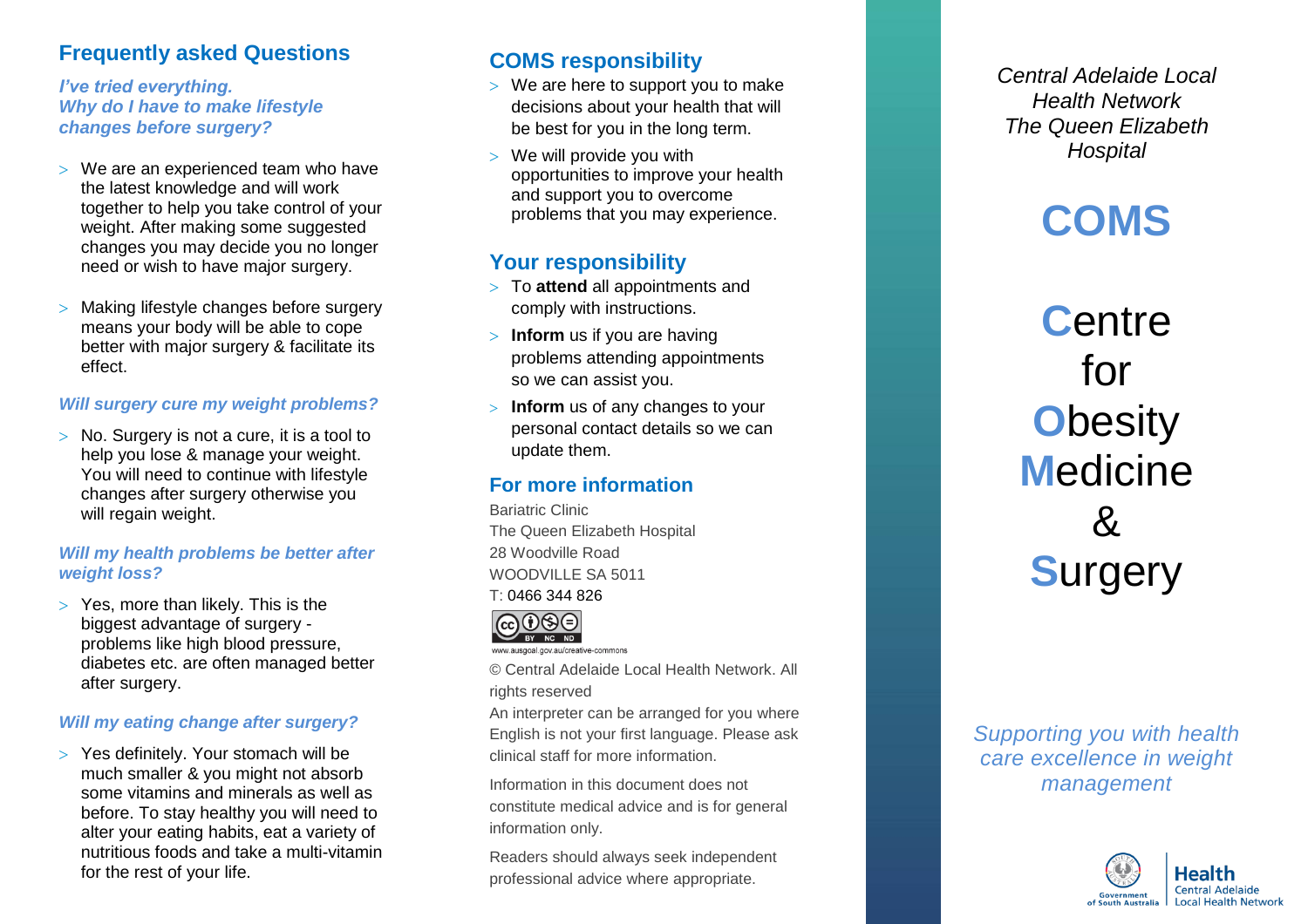## Frequently asked Questions

***I've tried everything. Why do I have to make lifestyle changes before surgery?***

- We are an experienced team who have the latest knowledge and will work together to help you take control of your weight. After making some suggested changes you may decide you no longer need or wish to have major surgery.
- Making lifestyle changes before surgery means your body will be able to cope better with major surgery & facilitate its effect.

***Will surgery cure my weight problems?***

- No. Surgery is not a cure, it is a tool to help you lose & manage your weight. You will need to continue with lifestyle changes after surgery otherwise you will regain weight.

***Will my health problems be better after weight loss?***

- Yes, more than likely. This is the biggest advantage of surgery - problems like high blood pressure, diabetes etc. are often managed better after surgery.

***Will my eating change after surgery?***

- Yes definitely. Your stomach will be much smaller & you might not absorb some vitamins and minerals as well as before. To stay healthy you will need to alter your eating habits, eat a variety of nutritious foods and take a multi-vitamin for the rest of your life.

## COMS responsibility

- We are here to support you to make decisions about your health that will be best for you in the long term.
- We will provide you with opportunities to improve your health and support you to overcome problems that you may experience.

## Your responsibility

- To **attend** all appointments and comply with instructions.
- **Inform** us if you are having problems attending appointments so we can assist you.
- **Inform** us of any changes to your personal contact details so we can update them.

## For more information

Bariatric Clinic
The Queen Elizabeth Hospital
28 Woodville Road
WOODVILLE SA 5011
T: 0466 344 826

BY NC ND
www.ausgoal.gov.au/creative-commons

© Central Adelaide Local Health Network. All rights reserved

An interpreter can be arranged for you where English is not your first language. Please ask clinical staff for more information.

Information in this document does not constitute medical advice and is for general information only.

Readers should always seek independent professional advice where appropriate.

*Central Adelaide Local Health Network The Queen Elizabeth Hospital*

# COMS

# Centre for Obesity Medicine & Surgery

*Supporting you with health care excellence in weight management*

Government of South Australia | Health Central Adelaide Local Health Network